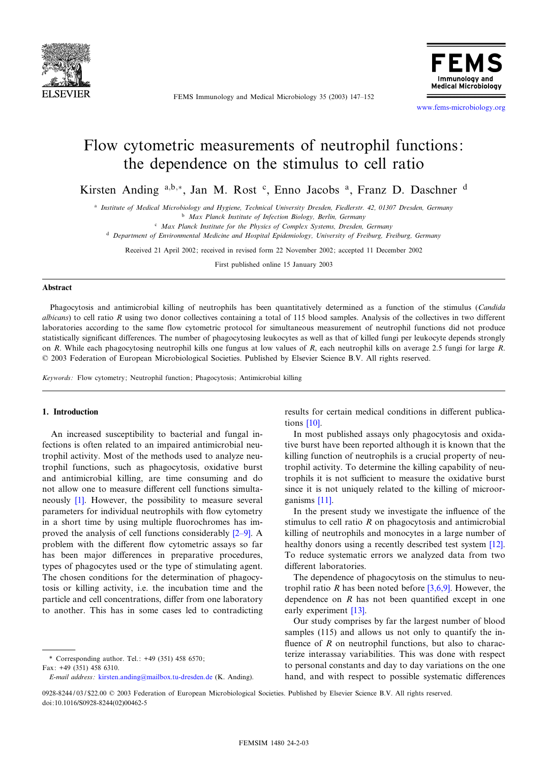# Flow cytometric measurements of neutrophil functions: the dependence on the stimulus to cell ratio

Kirsten Anding [a,b,*], Jan M. Rost [c], Enno Jacobs [a], Franz D. Daschner [d]

[a] Institute of Medical Microbiology and Hygiene, Technical University Dresden, Fiedlerstr. 42, 01307 Dresden, Germany
[b] Max Planck Institute of Infection Biology, Berlin, Germany
[c] Max Planck Institute for the Physics of Complex Systems, Dresden, Germany
[d] Department of Environmental Medicine and Hospital Epidemiology, University of Freiburg, Freiburg, Germany

Received 21 April 2002; received in revised form 22 November 2002; accepted 11 December 2002

First published online 15 January 2003

## Abstract

Phagocytosis and antimicrobial killing of neutrophils has been quantitatively determined as a function of the stimulus (*Candida albicans*) to cell ratio $R$ using two donor collectives containing a total of 115 blood samples. Analysis of the collectives in two different laboratories according to the same flow cytometric protocol for simultaneous measurement of neutrophil functions did not produce statistically significant differences. The number of phagocytosing leukocytes as well as that of killed fungi per leukocyte depends strongly on $R$. While each phagocytosing neutrophil kills one fungus at low values of $R$, each neutrophil kills on average 2.5 fungi for large $R$.
© 2003 Federation of European Microbiological Societies. Published by Elsevier Science B.V. All rights reserved.

*Keywords:* Flow cytometry; Neutrophil function; Phagocytosis; Antimicrobial killing

## 1. Introduction

An increased susceptibility to bacterial and fungal infections is often related to an impaired antimicrobial neutrophil activity. Most of the methods used to analyze neutrophil functions, such as phagocytosis, oxidative burst and antimicrobial killing, are time consuming and do not allow one to measure different cell functions simultaneously [1]. However, the possibility to measure several parameters for individual neutrophils with flow cytometry in a short time by using multiple fluorochromes has improved the analysis of cell functions considerably [2–9]. A problem with the different flow cytometric assays so far has been major differences in preparative procedures, types of phagocytes used or the type of stimulating agent. The chosen conditions for the determination of phagocytosis or killing activity, i.e. the incubation time and the particle and cell concentrations, differ from one laboratory to another. This has in some cases led to contradicting results for certain medical conditions in different publications [10].

In most published assays only phagocytosis and oxidative burst have been reported although it is known that the killing function of neutrophils is a crucial property of neutrophil activity. To determine the killing capability of neutrophils it is not sufficient to measure the oxidative burst since it is not uniquely related to the killing of microorganisms [11].

In the present study we investigate the influence of the stimulus to cell ratio $R$ on phagocytosis and antimicrobial killing of neutrophils and monocytes in a large number of healthy donors using a recently described test system [12]. To reduce systematic errors we analyzed data from two different laboratories.

The dependence of phagocytosis on the stimulus to neutrophil ratio $R$ has been noted before [3,6,9]. However, the dependence on $R$ has not been quantified except in one early experiment [13].

Our study comprises by far the largest number of blood samples (115) and allows us not only to quantify the influence of $R$ on neutrophil functions, but also to characterize interassay variabilities. This was done with respect to personal constants and day to day variations on the one hand, and with respect to possible systematic differences

\* Corresponding author. Tel.: +49 (351) 458 6570; Fax: +49 (351) 458 6310.
*E-mail address:* kirsten.anding@mailbox.tu-dresden.de (K. Anding).

0928-8244/03/$22.00 © 2003 Federation of European Microbiological Societies. Published by Elsevier Science B.V. All rights reserved.
doi:10.1016/S0928-8244(02)00462-5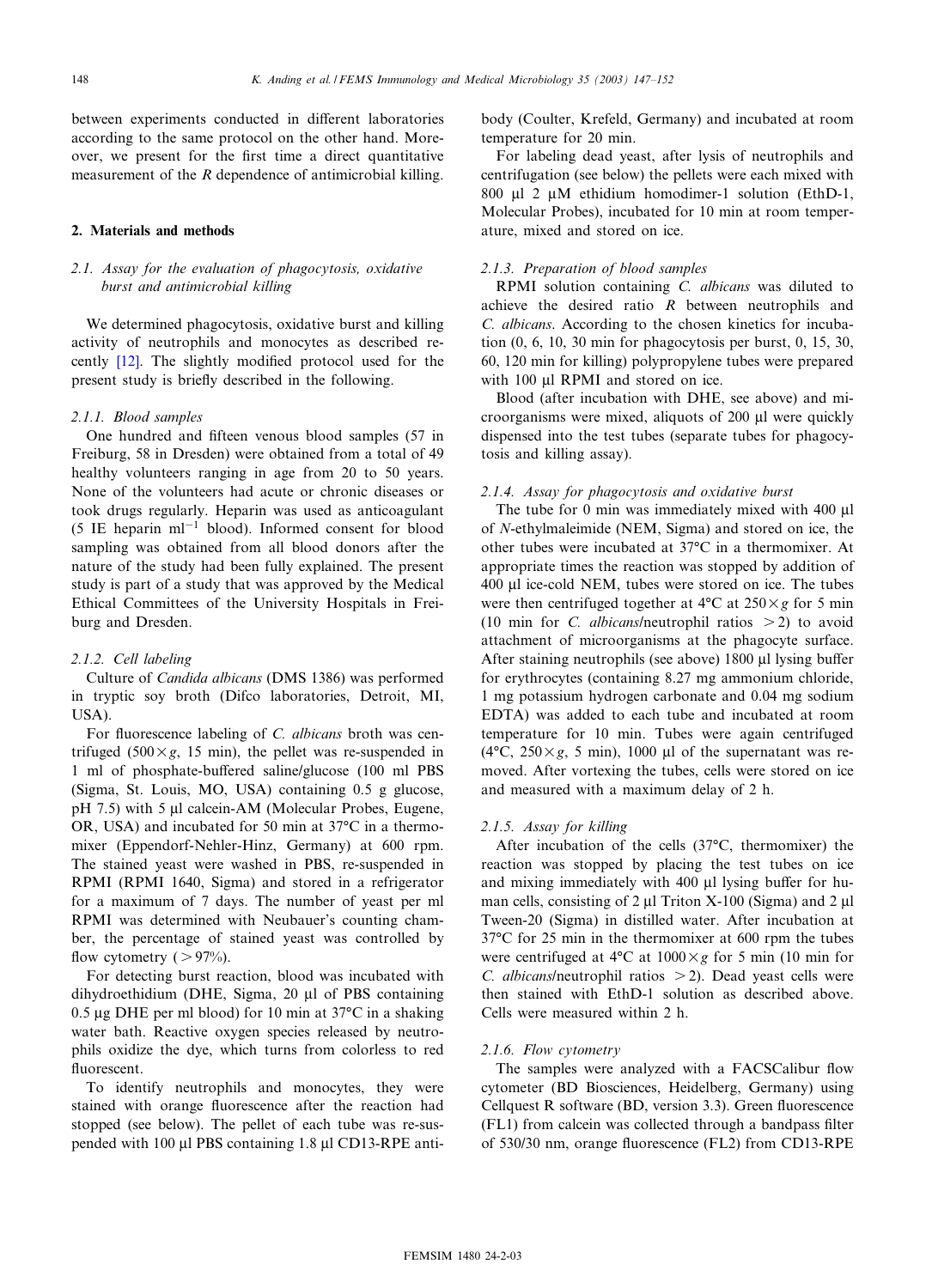between experiments conducted in different laboratories according to the same protocol on the other hand. Moreover, we present for the first time a direct quantitative measurement of the $R$ dependence of antimicrobial killing.

## 2. Materials and methods

### 2.1. Assay for the evaluation of phagocytosis, oxidative burst and antimicrobial killing

We determined phagocytosis, oxidative burst and killing activity of neutrophils and monocytes as described recently [12]. The slightly modified protocol used for the present study is briefly described in the following.

#### 2.1.1. Blood samples

One hundred and fifteen venous blood samples (57 in Freiburg, 58 in Dresden) were obtained from a total of 49 healthy volunteers ranging in age from 20 to 50 years. None of the volunteers had acute or chronic diseases or took drugs regularly. Heparin was used as anticoagulant (5 IE heparin $ml^{-1}$ blood). Informed consent for blood sampling was obtained from all blood donors after the nature of the study had been fully explained. The present study is part of a study that was approved by the Medical Ethical Committees of the University Hospitals in Freiburg and Dresden.

#### 2.1.2. Cell labeling

Culture of *Candida albicans* (DMS 1386) was performed in tryptic soy broth (Difco laboratories, Detroit, MI, USA).

For fluorescence labeling of *C. albicans* broth was centrifuged ($500 \times g$, 15 min), the pellet was re-suspended in 1 ml of phosphate-buffered saline/glucose (100 ml PBS (Sigma, St. Louis, MO, USA) containing 0.5 g glucose, pH 7.5) with 5 µl calcein-AM (Molecular Probes, Eugene, OR, USA) and incubated for 50 min at 37°C in a thermomixer (Eppendorf-Nehler-Hinz, Germany) at 600 rpm. The stained yeast were washed in PBS, re-suspended in RPMI (RPMI 1640, Sigma) and stored in a refrigerator for a maximum of 7 days. The number of yeast per ml RPMI was determined with Neubauer's counting chamber, the percentage of stained yeast was controlled by flow cytometry (> 97%).

For detecting burst reaction, blood was incubated with dihydroethidium (DHE, Sigma, 20 µl of PBS containing 0.5 µg DHE per ml blood) for 10 min at 37°C in a shaking water bath. Reactive oxygen species released by neutrophils oxidize the dye, which turns from colorless to red fluorescent.

To identify neutrophils and monocytes, they were stained with orange fluorescence after the reaction had stopped (see below). The pellet of each tube was re-suspended with 100 µl PBS containing 1.8 µl CD13-RPE antibody (Coulter, Krefeld, Germany) and incubated at room temperature for 20 min.

For labeling dead yeast, after lysis of neutrophils and centrifugation (see below) the pellets were each mixed with 800 µl 2 µM ethidium homodimer-1 solution (EthD-1, Molecular Probes), incubated for 10 min at room temperature, mixed and stored on ice.

#### 2.1.3. Preparation of blood samples

RPMI solution containing *C. albicans* was diluted to achieve the desired ratio $R$ between neutrophils and *C. albicans*. According to the chosen kinetics for incubation (0, 6, 10, 30 min for phagocytosis per burst, 0, 15, 30, 60, 120 min for killing) polypropylene tubes were prepared with 100 µl RPMI and stored on ice.

Blood (after incubation with DHE, see above) and microorganisms were mixed, aliquots of 200 µl were quickly dispensed into the test tubes (separate tubes for phagocytosis and killing assay).

#### 2.1.4. Assay for phagocytosis and oxidative burst

The tube for 0 min was immediately mixed with 400 µl of *N*-ethylmaleimide (NEM, Sigma) and stored on ice, the other tubes were incubated at 37°C in a thermomixer. At appropriate times the reaction was stopped by addition of 400 µl ice-cold NEM, tubes were stored on ice. The tubes were then centrifuged together at 4°C at $250 \times g$ for 5 min (10 min for *C. albicans*/neutrophil ratios > 2) to avoid attachment of microorganisms at the phagocyte surface. After staining neutrophils (see above) 1800 µl lysing buffer for erythrocytes (containing 8.27 mg ammonium chloride, 1 mg potassium hydrogen carbonate and 0.04 mg sodium EDTA) was added to each tube and incubated at room temperature for 10 min. Tubes were again centrifuged (4°C, $250 \times g$, 5 min), 1000 µl of the supernatant was removed. After vortexing the tubes, cells were stored on ice and measured with a maximum delay of 2 h.

#### 2.1.5. Assay for killing

After incubation of the cells (37°C, thermomixer) the reaction was stopped by placing the test tubes on ice and mixing immediately with 400 µl lysing buffer for human cells, consisting of 2 µl Triton X-100 (Sigma) and 2 µl Tween-20 (Sigma) in distilled water. After incubation at 37°C for 25 min in the thermomixer at 600 rpm the tubes were centrifuged at 4°C at $1000 \times g$ for 5 min (10 min for *C. albicans*/neutrophil ratios > 2). Dead yeast cells were then stained with EthD-1 solution as described above. Cells were measured within 2 h.

#### 2.1.6. Flow cytometry

The samples were analyzed with a FACSCalibur flow cytometer (BD Biosciences, Heidelberg, Germany) using Cellquest R software (BD, version 3.3). Green fluorescence (FL1) from calcein was collected through a bandpass filter of 530/30 nm, orange fluorescence (FL2) from CD13-RPE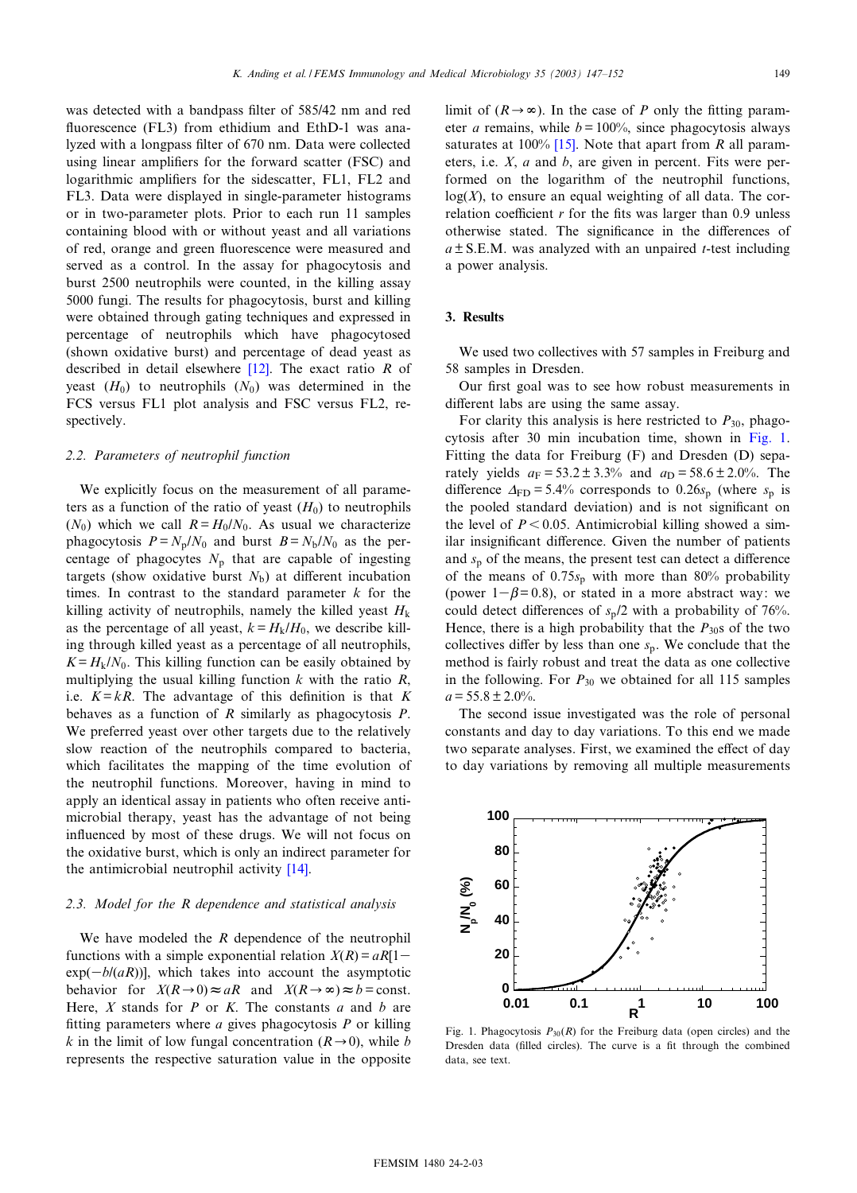was detected with a bandpass filter of 585/42 nm and red fluorescence (FL3) from ethidium and EthD-1 was analyzed with a longpass filter of 670 nm. Data were collected using linear amplifiers for the forward scatter (FSC) and logarithmic amplifiers for the sidescatter, FL1, FL2 and FL3. Data were displayed in single-parameter histograms or in two-parameter plots. Prior to each run 11 samples containing blood with or without yeast and all variations of red, orange and green fluorescence were measured and served as a control. In the assay for phagocytosis and burst 2500 neutrophils were counted, in the killing assay 5000 fungi. The results for phagocytosis, burst and killing were obtained through gating techniques and expressed in percentage of neutrophils which have phagocytosed (shown oxidative burst) and percentage of dead yeast as described in detail elsewhere [12]. The exact ratio $R$ of yeast ($H_0$) to neutrophils ($N_0$) was determined in the FCS versus FL1 plot analysis and FSC versus FL2, respectively.

### 2.2. Parameters of neutrophil function

We explicitly focus on the measurement of all parameters as a function of the ratio of yeast ($H_0$) to neutrophils ($N_0$) which we call $R = H_0/N_0$. As usual we characterize phagocytosis $P = N_p/N_0$ and burst $B = N_b/N_0$ as the percentage of phagocytes $N_p$ that are capable of ingesting targets (show oxidative burst $N_b$) at different incubation times. In contrast to the standard parameter $k$ for the killing activity of neutrophils, namely the killed yeast $H_k$ as the percentage of all yeast, $k = H_k/H_0$, we describe killing through killed yeast as a percentage of all neutrophils, $K = H_k/N_0$. This killing function can be easily obtained by multiplying the usual killing function $k$ with the ratio $R$, i.e. $K = kR$. The advantage of this definition is that $K$ behaves as a function of $R$ similarly as phagocytosis $P$. We preferred yeast over other targets due to the relatively slow reaction of the neutrophils compared to bacteria, which facilitates the mapping of the time evolution of the neutrophil functions. Moreover, having in mind to apply an identical assay in patients who often receive antimicrobial therapy, yeast has the advantage of not being influenced by most of these drugs. We will not focus on the oxidative burst, which is only an indirect parameter for the antimicrobial neutrophil activity [14].

### 2.3. Model for the R dependence and statistical analysis

We have modeled the $R$ dependence of the neutrophil functions with a simple exponential relation $X(R) = aR[1-\exp(-b/(aR))]$, which takes into account the asymptotic behavior for $X(R\rightarrow 0) \approx aR$ and $X(R\rightarrow\infty) \approx b = \text{const}$. Here, $X$ stands for $P$ or $K$. The constants $a$ and $b$ are fitting parameters where $a$ gives phagocytosis $P$ or killing $k$ in the limit of low fungal concentration ($R\rightarrow 0$), while $b$ represents the respective saturation value in the opposite limit of ($R\rightarrow\infty$). In the case of $P$ only the fitting parameter $a$ remains, while $b = 100\%$, since phagocytosis always saturates at 100% [15]. Note that apart from $R$ all parameters, i.e. $X$, $a$ and $b$, are given in percent. Fits were performed on the logarithm of the neutrophil functions, $\log(X)$, to ensure an equal weighting of all data. The correlation coefficient $r$ for the fits was larger than 0.9 unless otherwise stated. The significance in the differences of $a \pm$ S.E.M. was analyzed with an unpaired $t$-test including a power analysis.

## 3. Results

We used two collectives with 57 samples in Freiburg and 58 samples in Dresden.

Our first goal was to see how robust measurements in different labs are using the same assay.

For clarity this analysis is here restricted to $P_{30}$, phagocytosis after 30 min incubation time, shown in Fig. 1. Fitting the data for Freiburg (F) and Dresden (D) separately yields $a_F = 53.2 \pm 3.3\%$ and $a_D = 58.6 \pm 2.0\%$. The difference $\Delta_{FD} = 5.4\%$ corresponds to $0.26 s_p$ (where $s_p$ is the pooled standard deviation) and is not significant on the level of $P < 0.05$. Antimicrobial killing showed a similar insignificant difference. Given the number of patients and $s_p$ of the means, the present test can detect a difference of the means of $0.75 s_p$ with more than 80% probability (power $1-\beta = 0.8$), or stated in a more abstract way: we could detect differences of $s_p/2$ with a probability of 76%. Hence, there is a high probability that the $P_{30}$s of the two collectives differ by less than one $s_p$. We conclude that the method is fairly robust and treat the data as one collective in the following. For $P_{30}$ we obtained for all 115 samples $a = 55.8 \pm 2.0\%$.

The second issue investigated was the role of personal constants and day to day variations. To this end we made two separate analyses. First, we examined the effect of day to day variations by removing all multiple measurements

Fig. 1. Phagocytosis $P_{30}(R)$ for the Freiburg data (open circles) and the Dresden data (filled circles). The curve is a fit through the combined data, see text.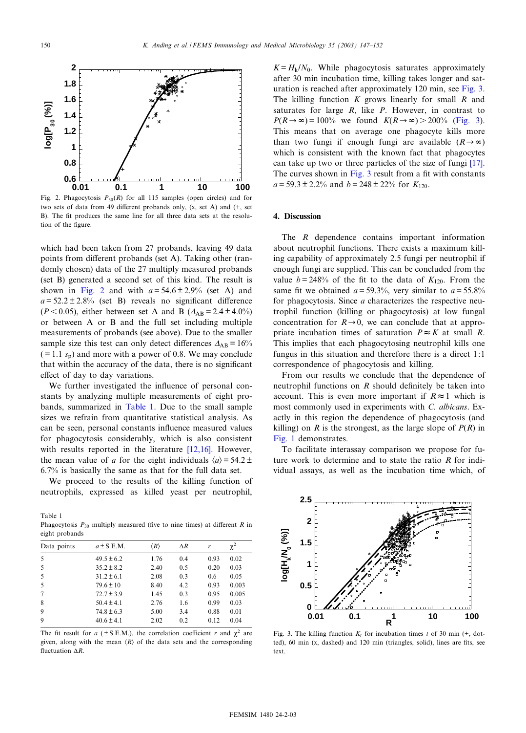Fig. 2. Phagocytosis $P_{30}(R)$ for all 115 samples (open circles) and for two sets of data from 49 different probands only, (x, set A) and (+, set B). The fit produces the same line for all three data sets at the resolution of the figure.

which had been taken from 27 probands, leaving 49 data points from different probands (set A). Taking other (randomly chosen) data of the 27 multiply measured probands (set B) generated a second set of this kind. The result is shown in Fig. 2 and with $a = 54.6 \pm 2.9\%$ (set A) and $a = 52.2 \pm 2.8\%$ (set B) reveals no significant difference ($P < 0.05$), either between set A and B ($\Delta_{AB} = 2.4 \pm 4.0\%$) or between A or B and the full set including multiple measurements of probands (see above). Due to the smaller sample size this test can only detect differences $\Delta_{AB} = 16\%$ ($= 1.1\ s_p$) and more with a power of 0.8. We may conclude that within the accuracy of the data, there is no significant effect of day to day variations.

We further investigated the influence of personal constants by analyzing multiple measurements of eight probands, summarized in Table 1. Due to the small sample sizes we refrain from quantitative statistical analysis. As can be seen, personal constants influence measured values for phagocytosis considerably, which is also consistent with results reported in the literature [12,16]. However, the mean value of $a$ for the eight individuals $\langle a \rangle = 54.2 \pm 6.7\%$ is basically the same as that for the full data set.

We proceed to the results of the killing function of neutrophils, expressed as killed yeast per neutrophil, $K = H_k/N_0$. While phagocytosis saturates approximately after 30 min incubation time, killing takes longer and saturation is reached after approximately 120 min, see Fig. 3. The killing function $K$ grows linearly for small $R$ and saturates for large $R$, like $P$. However, in contrast to $P(R \to \infty) = 100\%$ we found $K(R \to \infty) > 200\%$ (Fig. 3). This means that on average one phagocyte kills more than two fungi if enough fungi are available ($R \to \infty$) which is consistent with the known fact that phagocytes can take up two or three particles of the size of fungi [17]. The curves shown in Fig. 3 result from a fit with constants $a = 59.3 \pm 2.2\%$ and $b = 248 \pm 22\%$ for $K_{120}$.

Table 1
Phagocytosis $P_{30}$ multiply measured (five to nine times) at different $R$ in eight probands

| Data points | $a \pm$ S.E.M. | $\langle R \rangle$ | $\Delta R$ | $r$ | $\chi^2$ |
|---|---|---|---|---|---|
| 5 | $49.5 \pm 6.2$ | 1.76 | 0.4 | 0.93 | 0.02 |
| 5 | $35.2 \pm 8.2$ | 2.40 | 0.5 | 0.20 | 0.03 |
| 5 | $31.2 \pm 6.1$ | 2.08 | 0.3 | 0.6 | 0.05 |
| 5 | $79.6 \pm 10$ | 8.40 | 4.2 | 0.93 | 0.003 |
| 7 | $72.7 \pm 3.9$ | 1.45 | 0.3 | 0.95 | 0.005 |
| 8 | $50.4 \pm 4.1$ | 2.76 | 1.6 | 0.99 | 0.03 |
| 9 | $74.8 \pm 6.3$ | 5.00 | 3.4 | 0.88 | 0.01 |
| 9 | $40.6 \pm 4.1$ | 2.02 | 0.2 | 0.12 | 0.04 |

The fit result for $a$ ($\pm$S.E.M.), the correlation coefficient $r$ and $\chi^2$ are given, along with the mean $\langle R \rangle$ of the data sets and the corresponding fluctuation $\Delta R$.

## 4. Discussion

The $R$ dependence contains important information about neutrophil functions. There exists a maximum killing capability of approximately 2.5 fungi per neutrophil if enough fungi are supplied. This can be concluded from the value $b = 248\%$ of the fit to the data of $K_{120}$. From the same fit we obtained $a = 59.3\%$, very similar to $a = 55.8\%$ for phagocytosis. Since $a$ characterizes the respective neutrophil function (killing or phagocytosis) at low fungal concentration for $R \to 0$, we can conclude that at appropriate incubation times of saturation $P \approx K$ at small $R$. This implies that each phagocytosing neutrophil kills one fungus in this situation and therefore there is a direct 1:1 correspondence of phagocytosis and killing.

From our results we conclude that the dependence of neutrophil functions on $R$ should definitely be taken into account. This is even more important if $R \approx 1$ which is most commonly used in experiments with *C. albicans*. Exactly in this region the dependence of phagocytosis (and killing) on $R$ is the strongest, as the large slope of $P(R)$ in Fig. 1 demonstrates.

To facilitate interassay comparison we propose for future work to determine and to state the ratio $R$ for individual assays, as well as the incubation time which, of

Fig. 3. The killing function $K_t$ for incubation times $t$ of 30 min (+, dotted), 60 min (x, dashed) and 120 min (triangles, solid), lines are fits, see text.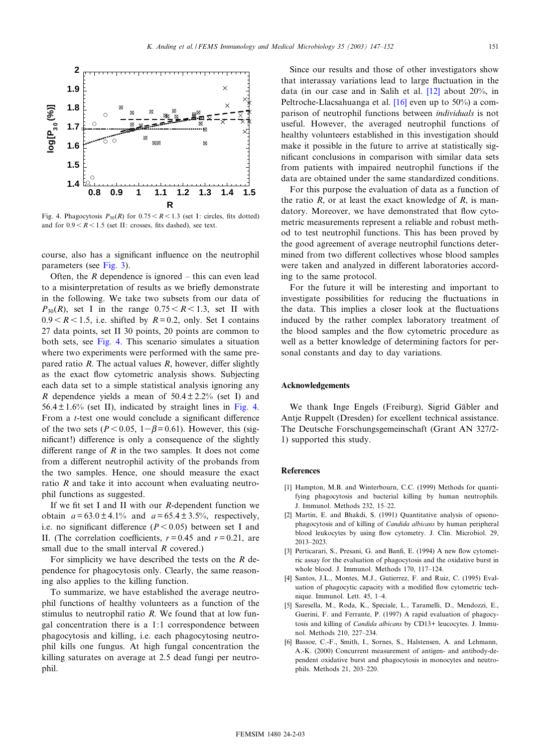Fig. 4. Phagocytosis $P_{30}(R)$ for $0.75 < R < 1.3$ (set I: circles, fits dotted) and for $0.9 < R < 1.5$ (set II: crosses, fits dashed), see text.

course, also has a significant influence on the neutrophil parameters (see Fig. 3).

Often, the $R$ dependence is ignored – this can even lead to a misinterpretation of results as we briefly demonstrate in the following. We take two subsets from our data of $P_{30}(R)$, set I in the range $0.75 < R < 1.3$, set II with $0.9 < R < 1.5$, i.e. shifted by $R = 0.2$, only. Set I contains 27 data points, set II 30 points, 20 points are common to both sets, see Fig. 4. This scenario simulates a situation where two experiments were performed with the same prepared ratio $R$. The actual values $R$, however, differ slightly as the exact flow cytometric analysis shows. Subjecting each data set to a simple statistical analysis ignoring any $R$ dependence yields a mean of $50.4 \pm 2.2\%$ (set I) and $56.4 \pm 1.6\%$ (set II), indicated by straight lines in Fig. 4. From a $t$-test one would conclude a significant difference of the two sets ($P < 0.05$, $1-\beta = 0.61$). However, this (significant!) difference is only a consequence of the slightly different range of $R$ in the two samples. It does not come from a different neutrophil activity of the probands from the two samples. Hence, one should measure the exact ratio $R$ and take it into account when evaluating neutrophil functions as suggested.

If we fit set I and II with our $R$-dependent function we obtain $a = 63.0 \pm 4.1\%$ and $a = 65.4 \pm 3.5\%$, respectively, i.e. no significant difference ($P < 0.05$) between set I and II. (The correlation coefficients, $r = 0.45$ and $r = 0.21$, are small due to the small interval $R$ covered.)

For simplicity we have described the tests on the $R$ dependence for phagocytosis only. Clearly, the same reasoning also applies to the killing function.

To summarize, we have established the average neutrophil functions of healthy volunteers as a function of the stimulus to neutrophil ratio $R$. We found that at low fungal concentration there is a 1:1 correspondence between phagocytosis and killing, i.e. each phagocytosing neutrophil kills one fungus. At high fungal concentration the killing saturates on average at 2.5 dead fungi per neutrophil.

Since our results and those of other investigators show that interassay variations lead to large fluctuation in the data (in our case and in Salih et al. [12] about 20%, in Peltroche-Llacsahuanga et al. [16] even up to 50%) a comparison of neutrophil functions between *individuals* is not useful. However, the averaged neutrophil functions of healthy volunteers established in this investigation should make it possible in the future to arrive at statistically significant conclusions in comparison with similar data sets from patients with impaired neutrophil functions if the data are obtained under the same standardized conditions.

For this purpose the evaluation of data as a function of the ratio $R$, or at least the exact knowledge of $R$, is mandatory. Moreover, we have demonstrated that flow cytometric measurements represent a reliable and robust method to test neutrophil functions. This has been proved by the good agreement of average neutrophil functions determined from two different collectives whose blood samples were taken and analyzed in different laboratories according to the same protocol.

For the future it will be interesting and important to investigate possibilities for reducing the fluctuations in the data. This implies a closer look at the fluctuations induced by the rather complex laboratory treatment of the blood samples and the flow cytometric procedure as well as a better knowledge of determining factors for personal constants and day to day variations.

## Acknowledgements

We thank Inge Engels (Freiburg), Sigrid Gäbler and Antje Ruppelt (Dresden) for excellent technical assistance. The Deutsche Forschungsgemeinschaft (Grant AN 327/2-1) supported this study.

## References

[1] Hampton, M.B. and Winterbourn, C.C. (1999) Methods for quantifying phagocytosis and bacterial killing by human neutrophils. J. Immunol. Methods 232, 15–22.

[2] Martin, E. and Bhakdi, S. (1991) Quantitative analysis of opsonophagocytosis and of killing of *Candida albicans* by human peripheral blood leukocytes by using flow cytometry. J. Clin. Microbiol. 29, 2013–2023.

[3] Perticarari, S., Presani, G. and Banfi, E. (1994) A new flow cytometric assay for the evaluation of phagocytosis and the oxidative burst in whole blood. J. Immunol. Methods 170, 117–124.

[4] Santos, J.L., Montes, M.J., Gutierrez, F. and Ruiz, C. (1995) Evaluation of phagocytic capacity with a modified flow cytometric technique. Immunol. Lett. 45, 1–4.

[5] Saresella, M., Roda, K., Speciale, L., Taramelli, D., Mendozzi, E., Guerini, F. and Ferrante, P. (1997) A rapid evaluation of phagocytosis and killing of *Candida albicans* by CD13+ leucocytes. J. Immunol. Methods 210, 227–234.

[6] Bassoe, C.-F., Smith, I., Sornes, S., Halstensen, A. and Lehmann, A.-K. (2000) Concurrent measurement of antigen- and antibody-dependent oxidative burst and phagocytosis in monocytes and neutrophils. Methods 21, 203–220.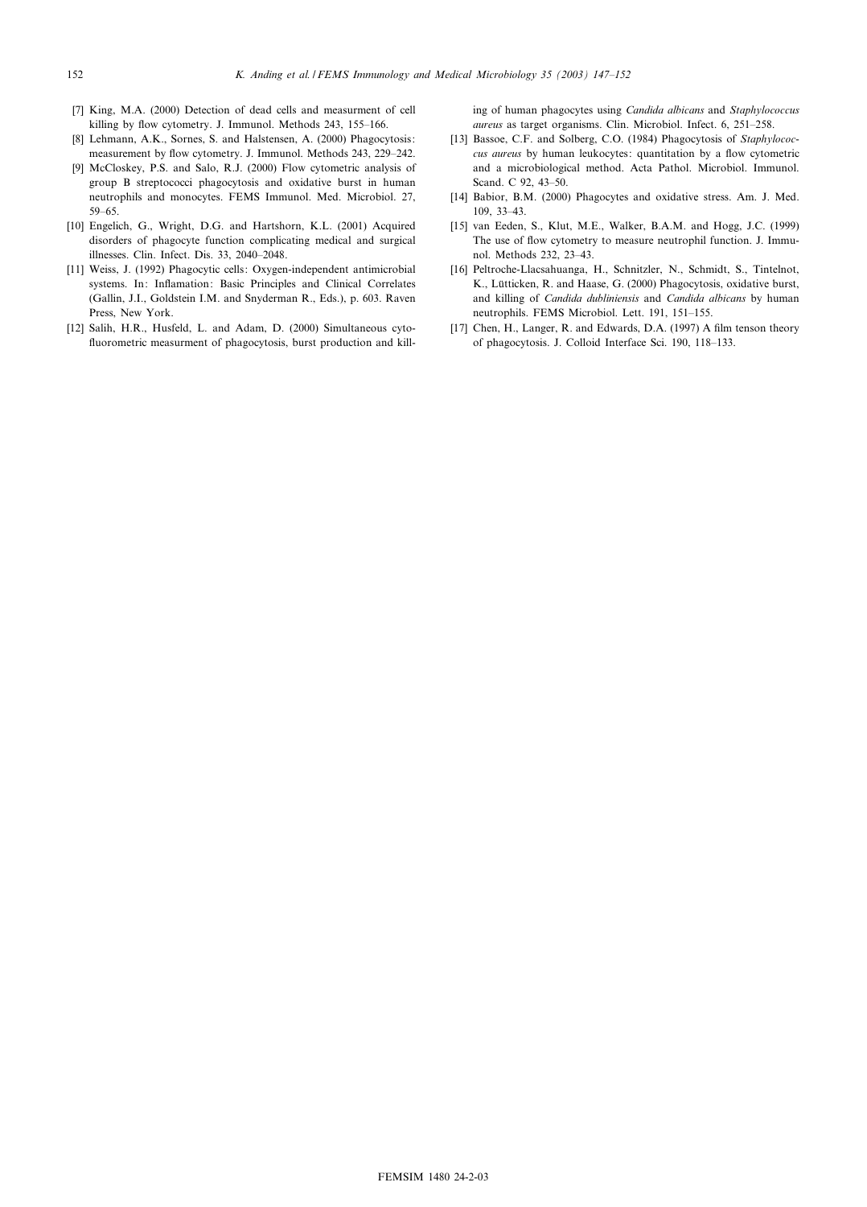[7] King, M.A. (2000) Detection of dead cells and measurment of cell killing by flow cytometry. J. Immunol. Methods 243, 155–166.

[8] Lehmann, A.K., Sornes, S. and Halstensen, A. (2000) Phagocytosis: measurement by flow cytometry. J. Immunol. Methods 243, 229–242.

[9] McCloskey, P.S. and Salo, R.J. (2000) Flow cytometric analysis of group B streptococci phagocytosis and oxidative burst in human neutrophils and monocytes. FEMS Immunol. Med. Microbiol. 27, 59–65.

[10] Engelich, G., Wright, D.G. and Hartshorn, K.L. (2001) Acquired disorders of phagocyte function complicating medical and surgical illnesses. Clin. Infect. Dis. 33, 2040–2048.

[11] Weiss, J. (1992) Phagocytic cells: Oxygen-independent antimicrobial systems. In: Inflamation: Basic Principles and Clinical Correlates (Gallin, J.I., Goldstein I.M. and Snyderman R., Eds.), p. 603. Raven Press, New York.

[12] Salih, H.R., Husfeld, L. and Adam, D. (2000) Simultaneous cytofluorometric measurment of phagocytosis, burst production and killing of human phagocytes using *Candida albicans* and *Staphylococcus aureus* as target organisms. Clin. Microbiol. Infect. 6, 251–258.

[13] Bassoe, C.F. and Solberg, C.O. (1984) Phagocytosis of *Staphylococcus aureus* by human leukocytes: quantitation by a flow cytometric and a microbiological method. Acta Pathol. Microbiol. Immunol. Scand. C 92, 43–50.

[14] Babior, B.M. (2000) Phagocytes and oxidative stress. Am. J. Med. 109, 33–43.

[15] van Eeden, S., Klut, M.E., Walker, B.A.M. and Hogg, J.C. (1999) The use of flow cytometry to measure neutrophil function. J. Immunol. Methods 232, 23–43.

[16] Peltroche-Llacsahuanga, H., Schnitzler, N., Schmidt, S., Tintelnot, K., Lütticken, R. and Haase, G. (2000) Phagocytosis, oxidative burst, and killing of *Candida dubliniensis* and *Candida albicans* by human neutrophils. FEMS Microbiol. Lett. 191, 151–155.

[17] Chen, H., Langer, R. and Edwards, D.A. (1997) A film tenson theory of phagocytosis. J. Colloid Interface Sci. 190, 118–133.